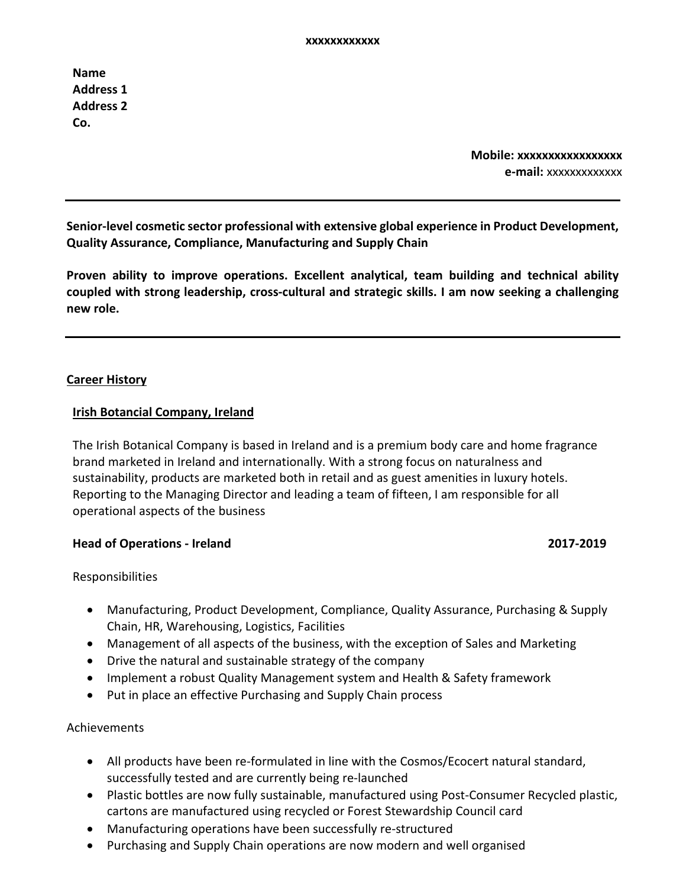**xxxxxxxxxxxx**

**Name**
**Address 1**
**Address 2**
**Co.**

**Mobile: xxxxxxxxxxxxxxxx**
**e-mail:** xxxxxxxxxxxxx

---

**Senior-level cosmetic sector professional with extensive global experience in Product Development, Quality Assurance, Compliance, Manufacturing and Supply Chain**

**Proven ability to improve operations. Excellent analytical, team building and technical ability coupled with strong leadership, cross-cultural and strategic skills. I am now seeking a challenging new role.**

---

## Career History

### Irish Botancial Company, Ireland

The Irish Botanical Company is based in Ireland and is a premium body care and home fragrance brand marketed in Ireland and internationally. With a strong focus on naturalness and sustainability, products are marketed both in retail and as guest amenities in luxury hotels. Reporting to the Managing Director and leading a team of fifteen, I am responsible for all operational aspects of the business

**Head of Operations - Ireland** **2017-2019**

Responsibilities

- Manufacturing, Product Development, Compliance, Quality Assurance, Purchasing & Supply Chain, HR, Warehousing, Logistics, Facilities
- Management of all aspects of the business, with the exception of Sales and Marketing
- Drive the natural and sustainable strategy of the company
- Implement a robust Quality Management system and Health & Safety framework
- Put in place an effective Purchasing and Supply Chain process

Achievements

- All products have been re-formulated in line with the Cosmos/Ecocert natural standard, successfully tested and are currently being re-launched
- Plastic bottles are now fully sustainable, manufactured using Post-Consumer Recycled plastic, cartons are manufactured using recycled or Forest Stewardship Council card
- Manufacturing operations have been successfully re-structured
- Purchasing and Supply Chain operations are now modern and well organised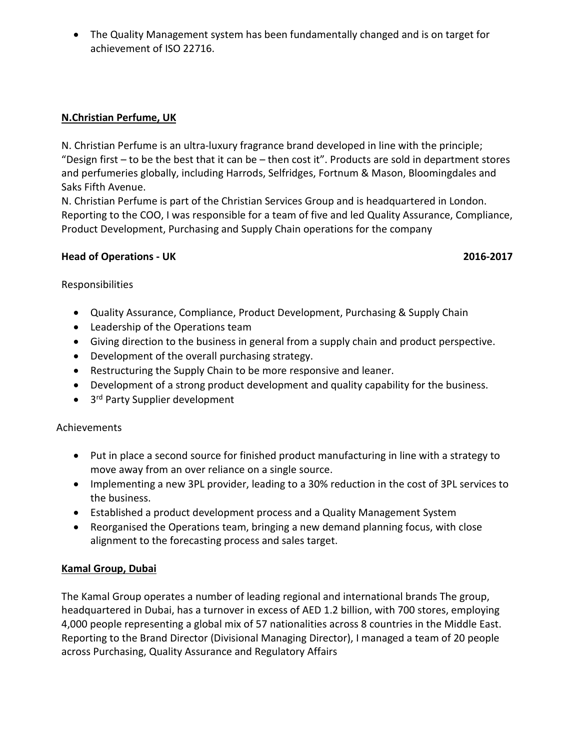- The Quality Management system has been fundamentally changed and is on target for achievement of ISO 22716.

## N.Christian Perfume, UK

N. Christian Perfume is an ultra-luxury fragrance brand developed in line with the principle; "Design first – to be the best that it can be – then cost it". Products are sold in department stores and perfumeries globally, including Harrods, Selfridges, Fortnum & Mason, Bloomingdales and Saks Fifth Avenue.

N. Christian Perfume is part of the Christian Services Group and is headquartered in London. Reporting to the COO, I was responsible for a team of five and led Quality Assurance, Compliance, Product Development, Purchasing and Supply Chain operations for the company

**Head of Operations - UK** **2016-2017**

Responsibilities

- Quality Assurance, Compliance, Product Development, Purchasing & Supply Chain
- Leadership of the Operations team
- Giving direction to the business in general from a supply chain and product perspective.
- Development of the overall purchasing strategy.
- Restructuring the Supply Chain to be more responsive and leaner.
- Development of a strong product development and quality capability for the business.
- 3rd Party Supplier development

Achievements

- Put in place a second source for finished product manufacturing in line with a strategy to move away from an over reliance on a single source.
- Implementing a new 3PL provider, leading to a 30% reduction in the cost of 3PL services to the business.
- Established a product development process and a Quality Management System
- Reorganised the Operations team, bringing a new demand planning focus, with close alignment to the forecasting process and sales target.

## Kamal Group, Dubai

The Kamal Group operates a number of leading regional and international brands The group, headquartered in Dubai, has a turnover in excess of AED 1.2 billion, with 700 stores, employing 4,000 people representing a global mix of 57 nationalities across 8 countries in the Middle East. Reporting to the Brand Director (Divisional Managing Director), I managed a team of 20 people across Purchasing, Quality Assurance and Regulatory Affairs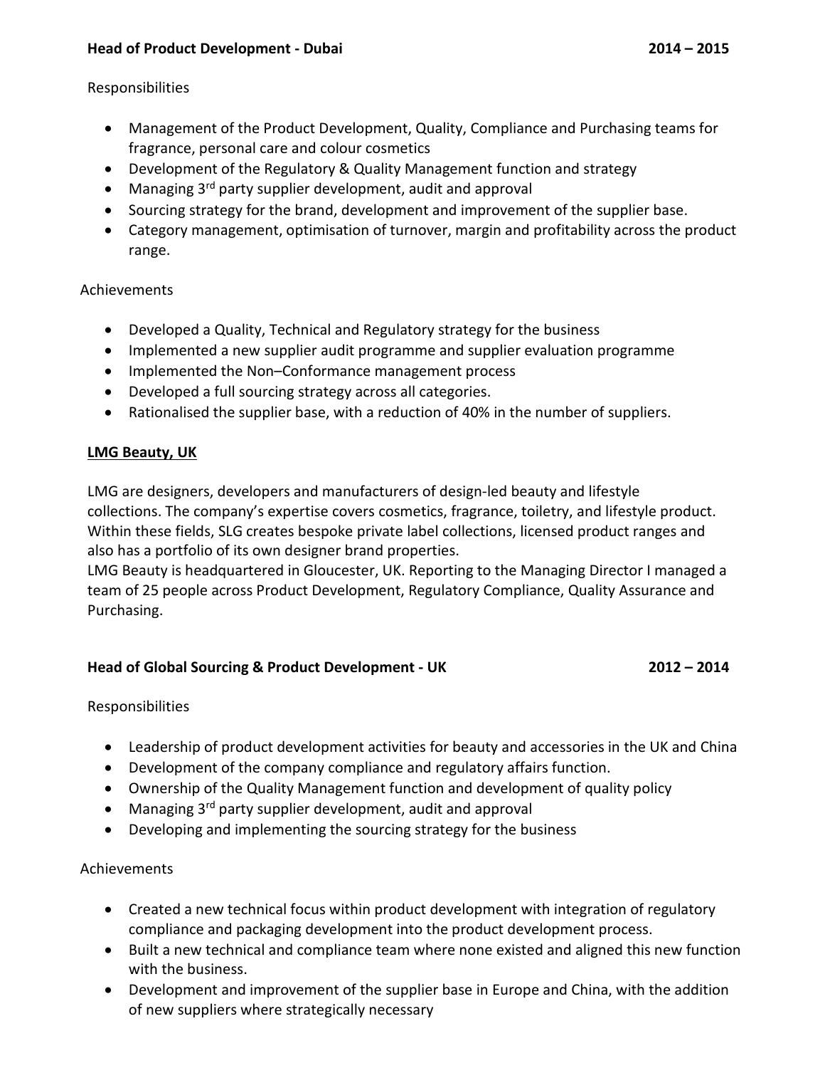**Head of Product Development - Dubai** **2014 – 2015**

Responsibilities

- Management of the Product Development, Quality, Compliance and Purchasing teams for fragrance, personal care and colour cosmetics
- Development of the Regulatory & Quality Management function and strategy
- Managing 3rd party supplier development, audit and approval
- Sourcing strategy for the brand, development and improvement of the supplier base.
- Category management, optimisation of turnover, margin and profitability across the product range.

Achievements

- Developed a Quality, Technical and Regulatory strategy for the business
- Implemented a new supplier audit programme and supplier evaluation programme
- Implemented the Non–Conformance management process
- Developed a full sourcing strategy across all categories.
- Rationalised the supplier base, with a reduction of 40% in the number of suppliers.

**LMG Beauty, UK**

LMG are designers, developers and manufacturers of design-led beauty and lifestyle collections. The company's expertise covers cosmetics, fragrance, toiletry, and lifestyle product. Within these fields, SLG creates bespoke private label collections, licensed product ranges and also has a portfolio of its own designer brand properties.
LMG Beauty is headquartered in Gloucester, UK. Reporting to the Managing Director I managed a team of 25 people across Product Development, Regulatory Compliance, Quality Assurance and Purchasing.

**Head of Global Sourcing & Product Development - UK** **2012 – 2014**

Responsibilities

- Leadership of product development activities for beauty and accessories in the UK and China
- Development of the company compliance and regulatory affairs function.
- Ownership of the Quality Management function and development of quality policy
- Managing 3rd party supplier development, audit and approval
- Developing and implementing the sourcing strategy for the business

Achievements

- Created a new technical focus within product development with integration of regulatory compliance and packaging development into the product development process.
- Built a new technical and compliance team where none existed and aligned this new function with the business.
- Development and improvement of the supplier base in Europe and China, with the addition of new suppliers where strategically necessary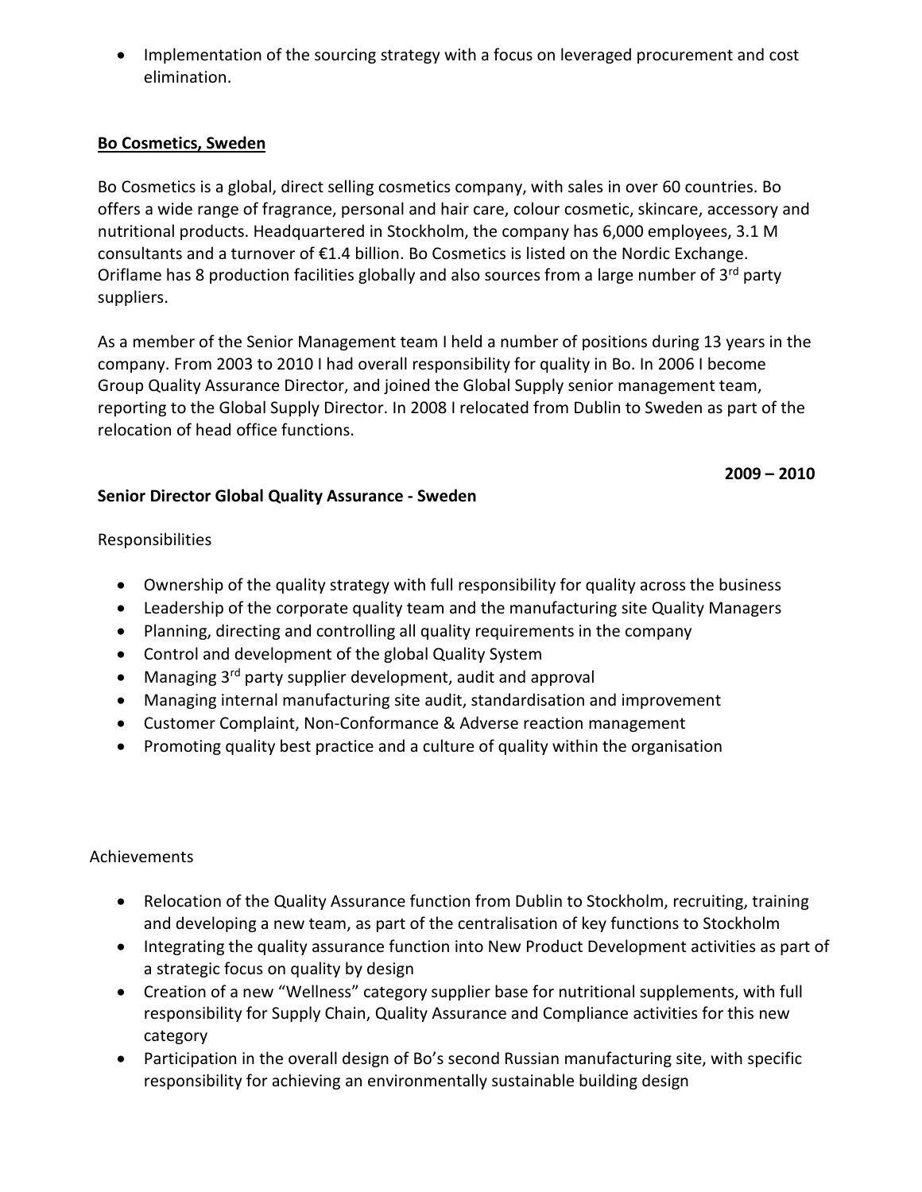- Implementation of the sourcing strategy with a focus on leveraged procurement and cost elimination.

**Bo Cosmetics, Sweden**

Bo Cosmetics is a global, direct selling cosmetics company, with sales in over 60 countries. Bo offers a wide range of fragrance, personal and hair care, colour cosmetic, skincare, accessory and nutritional products. Headquartered in Stockholm, the company has 6,000 employees, 3.1 M consultants and a turnover of €1.4 billion. Bo Cosmetics is listed on the Nordic Exchange. Oriflame has 8 production facilities globally and also sources from a large number of 3rd party suppliers.

As a member of the Senior Management team I held a number of positions during 13 years in the company. From 2003 to 2010 I had overall responsibility for quality in Bo. In 2006 I become Group Quality Assurance Director, and joined the Global Supply senior management team, reporting to the Global Supply Director. In 2008 I relocated from Dublin to Sweden as part of the relocation of head office functions.

**2009 – 2010**

**Senior Director Global Quality Assurance - Sweden**

Responsibilities

- Ownership of the quality strategy with full responsibility for quality across the business
- Leadership of the corporate quality team and the manufacturing site Quality Managers
- Planning, directing and controlling all quality requirements in the company
- Control and development of the global Quality System
- Managing 3rd party supplier development, audit and approval
- Managing internal manufacturing site audit, standardisation and improvement
- Customer Complaint, Non-Conformance & Adverse reaction management
- Promoting quality best practice and a culture of quality within the organisation

Achievements

- Relocation of the Quality Assurance function from Dublin to Stockholm, recruiting, training and developing a new team, as part of the centralisation of key functions to Stockholm
- Integrating the quality assurance function into New Product Development activities as part of a strategic focus on quality by design
- Creation of a new "Wellness" category supplier base for nutritional supplements, with full responsibility for Supply Chain, Quality Assurance and Compliance activities for this new category
- Participation in the overall design of Bo's second Russian manufacturing site, with specific responsibility for achieving an environmentally sustainable building design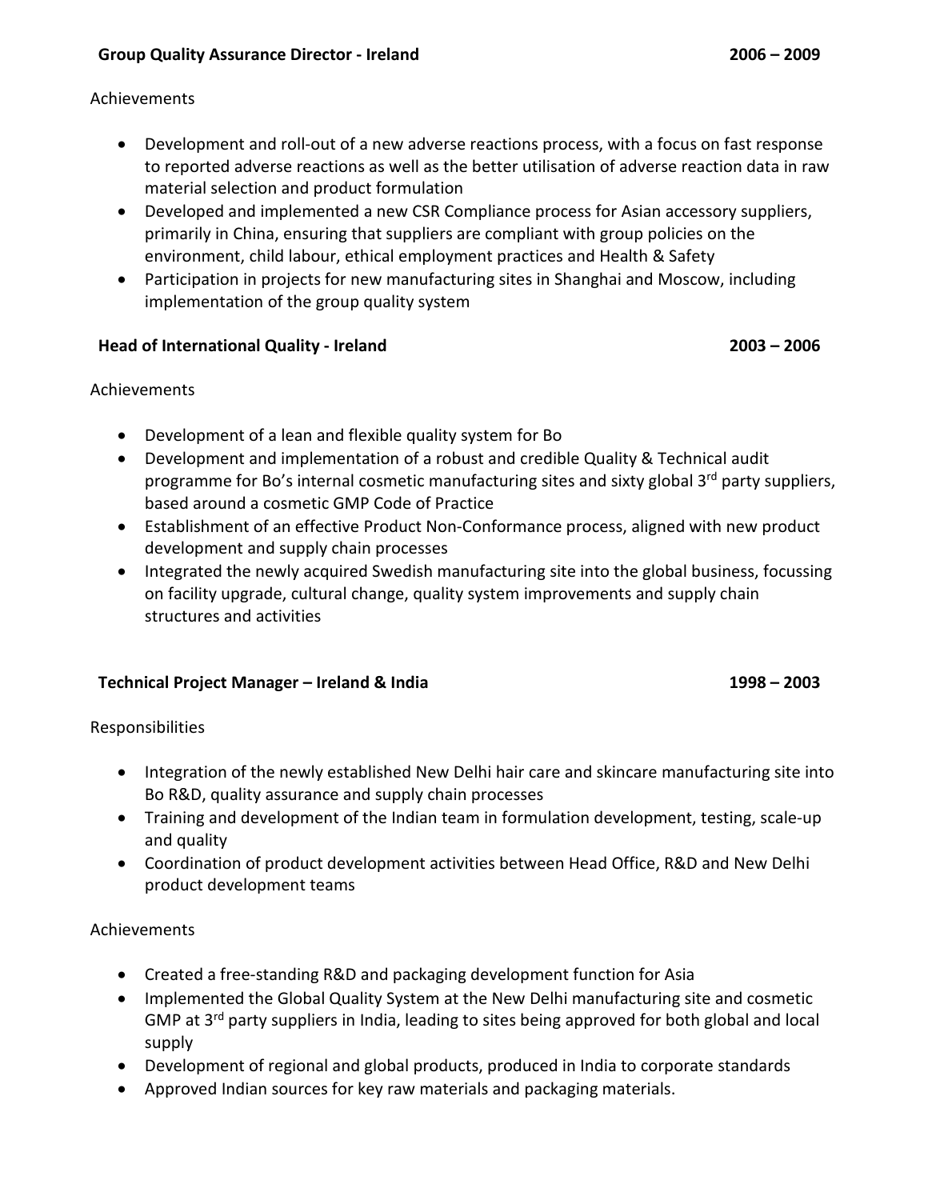**Group Quality Assurance Director - Ireland** **2006 – 2009**

Achievements

- Development and roll-out of a new adverse reactions process, with a focus on fast response to reported adverse reactions as well as the better utilisation of adverse reaction data in raw material selection and product formulation
- Developed and implemented a new CSR Compliance process for Asian accessory suppliers, primarily in China, ensuring that suppliers are compliant with group policies on the environment, child labour, ethical employment practices and Health & Safety
- Participation in projects for new manufacturing sites in Shanghai and Moscow, including implementation of the group quality system

**Head of International Quality - Ireland** **2003 – 2006**

Achievements

- Development of a lean and flexible quality system for Bo
- Development and implementation of a robust and credible Quality & Technical audit programme for Bo's internal cosmetic manufacturing sites and sixty global 3rd party suppliers, based around a cosmetic GMP Code of Practice
- Establishment of an effective Product Non-Conformance process, aligned with new product development and supply chain processes
- Integrated the newly acquired Swedish manufacturing site into the global business, focussing on facility upgrade, cultural change, quality system improvements and supply chain structures and activities

**Technical Project Manager – Ireland & India** **1998 – 2003**

Responsibilities

- Integration of the newly established New Delhi hair care and skincare manufacturing site into Bo R&D, quality assurance and supply chain processes
- Training and development of the Indian team in formulation development, testing, scale-up and quality
- Coordination of product development activities between Head Office, R&D and New Delhi product development teams

Achievements

- Created a free-standing R&D and packaging development function for Asia
- Implemented the Global Quality System at the New Delhi manufacturing site and cosmetic GMP at 3rd party suppliers in India, leading to sites being approved for both global and local supply
- Development of regional and global products, produced in India to corporate standards
- Approved Indian sources for key raw materials and packaging materials.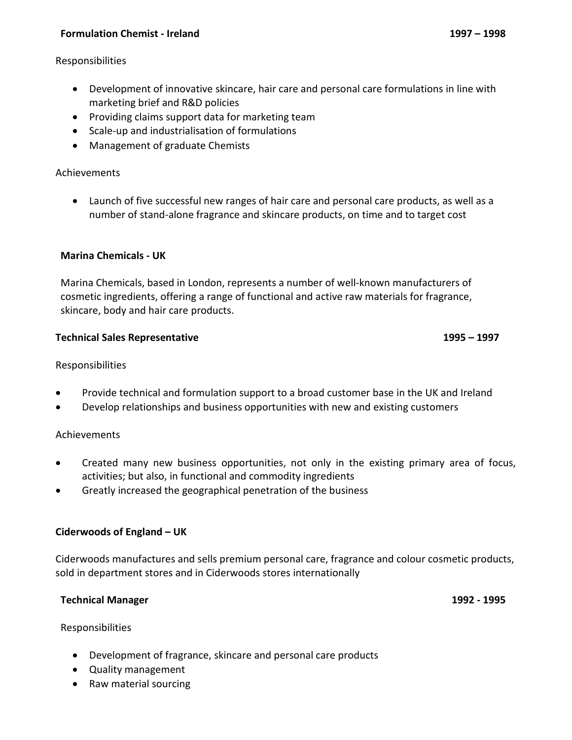**Formulation Chemist - Ireland** **1997 – 1998**

Responsibilities

- Development of innovative skincare, hair care and personal care formulations in line with marketing brief and R&D policies
- Providing claims support data for marketing team
- Scale-up and industrialisation of formulations
- Management of graduate Chemists

Achievements

- Launch of five successful new ranges of hair care and personal care products, as well as a number of stand-alone fragrance and skincare products, on time and to target cost

**Marina Chemicals - UK**

Marina Chemicals, based in London, represents a number of well-known manufacturers of cosmetic ingredients, offering a range of functional and active raw materials for fragrance, skincare, body and hair care products.

**Technical Sales Representative** **1995 – 1997**

Responsibilities

- Provide technical and formulation support to a broad customer base in the UK and Ireland
- Develop relationships and business opportunities with new and existing customers

Achievements

- Created many new business opportunities, not only in the existing primary area of focus, activities; but also, in functional and commodity ingredients
- Greatly increased the geographical penetration of the business

**Ciderwoods of England – UK**

Ciderwoods manufactures and sells premium personal care, fragrance and colour cosmetic products, sold in department stores and in Ciderwoods stores internationally

**Technical Manager** **1992 - 1995**

Responsibilities

- Development of fragrance, skincare and personal care products
- Quality management
- Raw material sourcing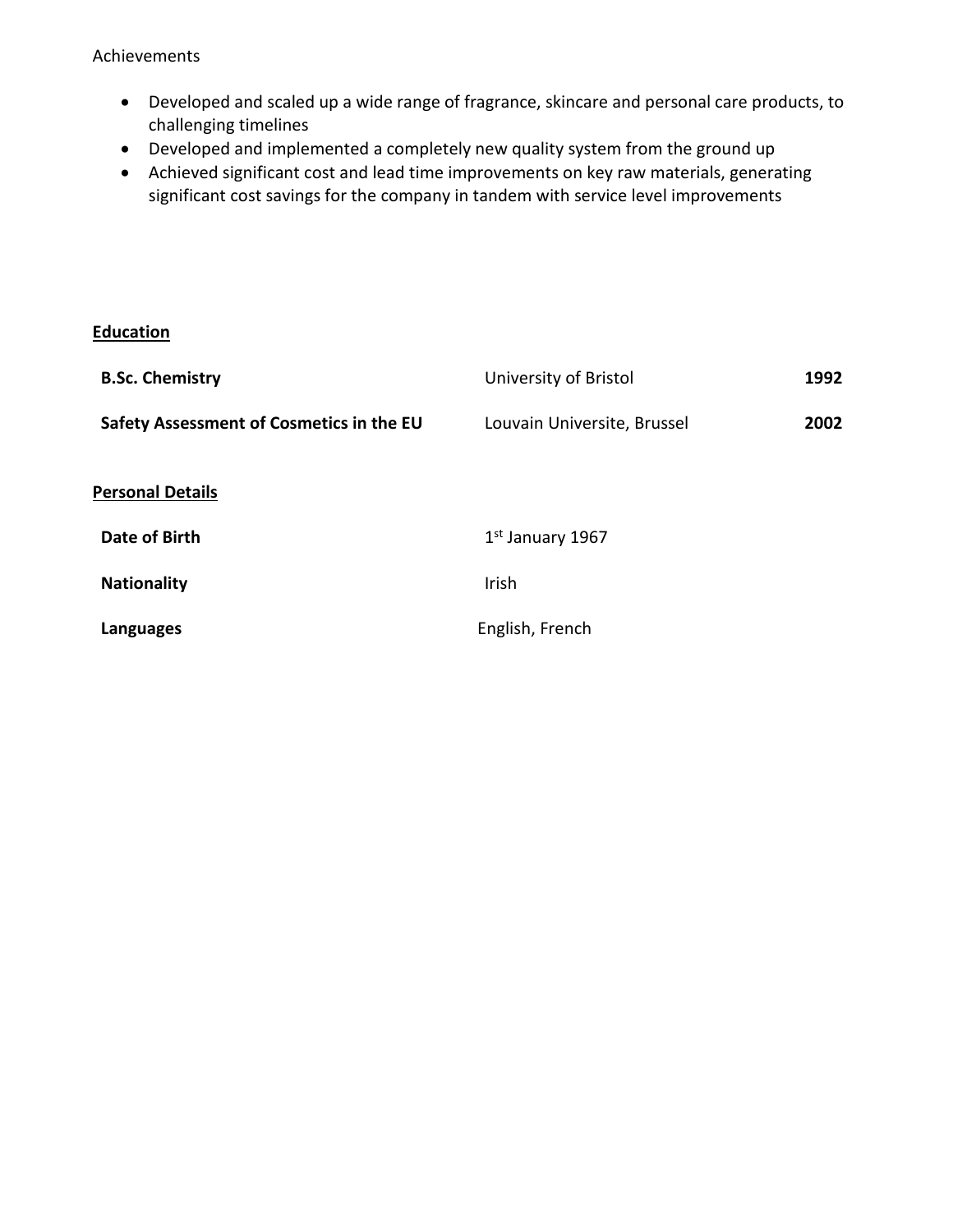Achievements

- Developed and scaled up a wide range of fragrance, skincare and personal care products, to challenging timelines
- Developed and implemented a completely new quality system from the ground up
- Achieved significant cost and lead time improvements on key raw materials, generating significant cost savings for the company in tandem with service level improvements

## Education

| | | |
|---|---|---|
| **B.Sc. Chemistry** | University of Bristol | **1992** |
| **Safety Assessment of Cosmetics in the EU** | Louvain Universite, Brussel | **2002** |

## Personal Details

| | |
|---|---|
| **Date of Birth** | 1st January 1967 |
| **Nationality** | Irish |
| **Languages** | English, French |